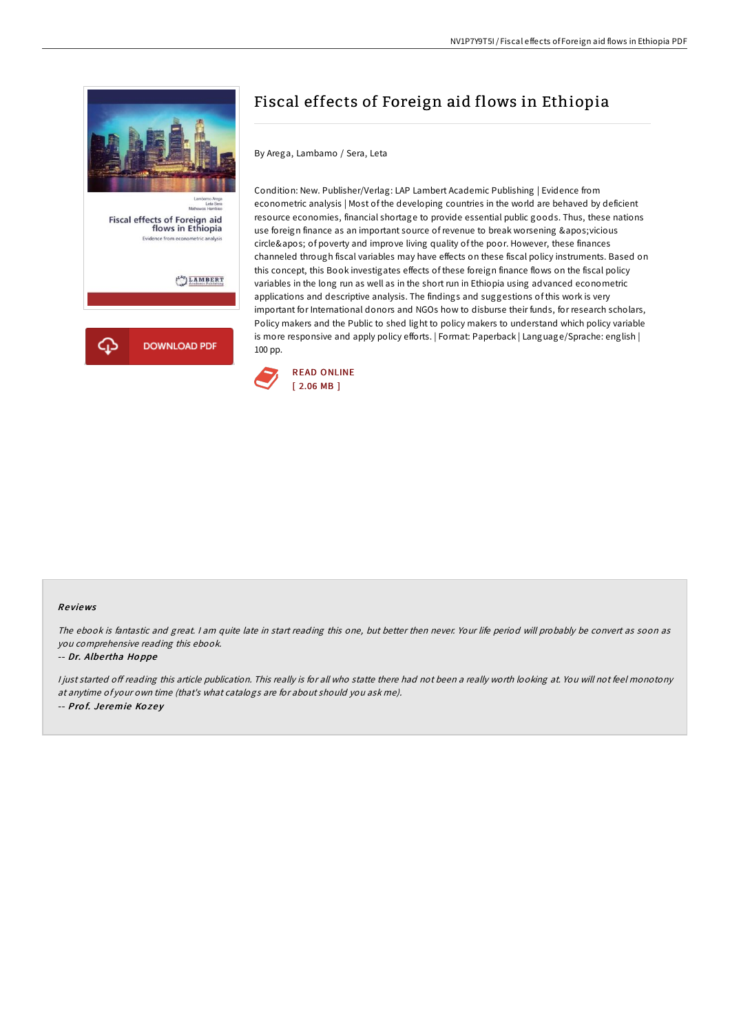# Fiscal effects of Foreign aid flows in Ethiopia

By Arega, Lambamo / Sera, Leta

Condition: New. Publisher/Verlag: LAP Lambert Academic Publishing | Evidence from econometric analysis | Most of the developing countries in the world are behaved by deficient resource economies, financial shortage to provide essential public goods. Thus, these nations use foreign finance as an important source of revenue to break worsening &apos;vicious circle&apos; of poverty and improve living quality of the poor. However, these finances channeled through fiscal variables may have effects on these fiscal policy instruments. Based on this concept, this Book investigates effects of these foreign finance flows on the fiscal policy variables in the long run as well as in the short run in Ethiopia using advanced econometric applications and descriptive analysis. The findings and suggestions of this work is very important for International donors and NGOs how to disburse their funds, for research scholars, Policy makers and the Public to shed light to policy makers to understand which policy variable is more responsive and apply policy efforts. | Format: Paperback | Language/Sprache: english | 100 pp.

DOWNLOAD PDF

READ ONLINE
[ 2.06 MB ]

### Reviews

*The ebook is fantastic and great. I am quite late in start reading this one, but better then never. Your life period will probably be convert as soon as you comprehensive reading this ebook.*

-- ***Dr. Albertha Hoppe***

*I just started off reading this article publication. This really is for all who statte there had not been a really worth looking at. You will not feel monotony at anytime of your own time (that's what catalogs are for about should you ask me).*

-- ***Prof. Jeremie Kozey***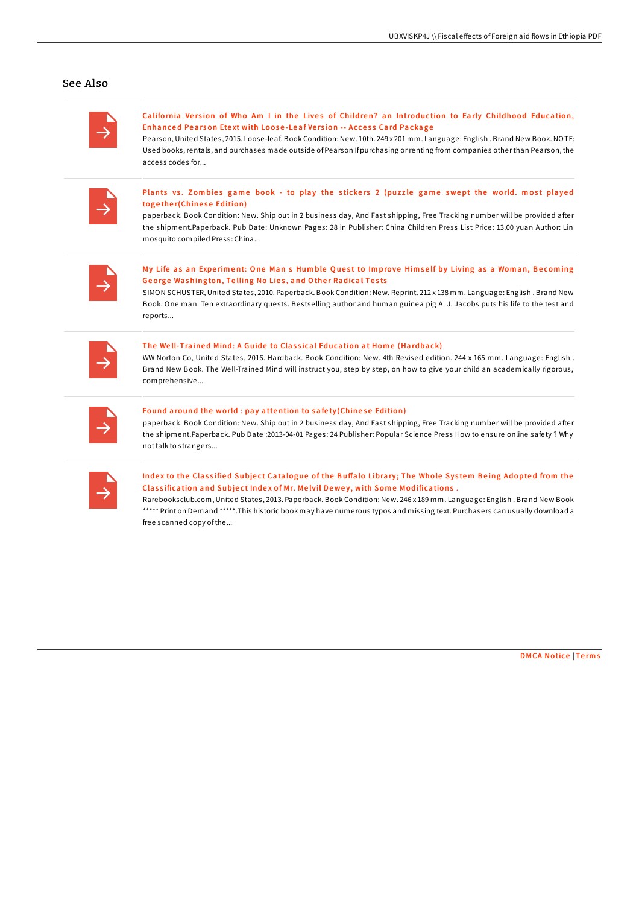## See Also

**California Version of Who Am I in the Lives of Children? an Introduction to Early Childhood Education, Enhanced Pearson Etext with Loose-Leaf Version -- Access Card Package**

Pearson, United States, 2015. Loose-leaf. Book Condition: New. 10th. 249 x 201 mm. Language: English . Brand New Book. NOTE: Used books, rentals, and purchases made outside of Pearson If purchasing or renting from companies other than Pearson, the access codes for...

**Plants vs. Zombies game book - to play the stickers 2 (puzzle game swept the world. most played together(Chinese Edition)**

paperback. Book Condition: New. Ship out in 2 business day, And Fast shipping, Free Tracking number will be provided after the shipment.Paperback. Pub Date: Unknown Pages: 28 in Publisher: China Children Press List Price: 13.00 yuan Author: Lin mosquito compiled Press: China...

**My Life as an Experiment: One Man s Humble Quest to Improve Himself by Living as a Woman, Becoming George Washington, Telling No Lies, and Other Radical Tests**

SIMON SCHUSTER, United States, 2010. Paperback. Book Condition: New. Reprint. 212 x 138 mm. Language: English . Brand New Book. One man. Ten extraordinary quests. Bestselling author and human guinea pig A. J. Jacobs puts his life to the test and reports...

**The Well-Trained Mind: A Guide to Classical Education at Home (Hardback)**

WW Norton Co, United States, 2016. Hardback. Book Condition: New. 4th Revised edition. 244 x 165 mm. Language: English . Brand New Book. The Well-Trained Mind will instruct you, step by step, on how to give your child an academically rigorous, comprehensive...

**Found around the world : pay attention to safety(Chinese Edition)**

paperback. Book Condition: New. Ship out in 2 business day, And Fast shipping, Free Tracking number will be provided after the shipment.Paperback. Pub Date :2013-04-01 Pages: 24 Publisher: Popular Science Press How to ensure online safety ? Why not talk to strangers...

**Index to the Classified Subject Catalogue of the Buffalo Library; The Whole System Being Adopted from the Classification and Subject Index of Mr. Melvil Dewey, with Some Modifications .**

Rarebooksclub.com, United States, 2013. Paperback. Book Condition: New. 246 x 189 mm. Language: English . Brand New Book ***** Print on Demand *****.This historic book may have numerous typos and missing text. Purchasers can usually download a free scanned copy of the...